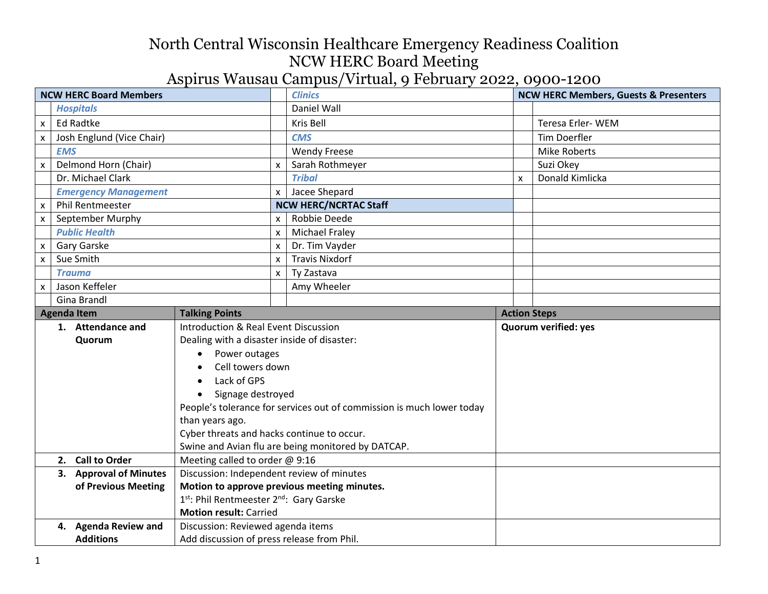# North Central Wisconsin Healthcare Emergency Readiness Coalition
## NCW HERC Board Meeting
### Aspirus Wausau Campus/Virtual, 9 February 2022, 0900-1200

| | NCW HERC Board Members | | Clinics | | NCW HERC Members, Guests & Presenters |
|---|---|---|---|---|---|
| | ***Hospitals*** | | Daniel Wall | | |
| x | Ed Radtke | | Kris Bell | | Teresa Erler- WEM |
| x | Josh Englund (Vice Chair) | | ***CMS*** | | Tim Doerfler |
| | ***EMS*** | | Wendy Freese | | Mike Roberts |
| x | Delmond Horn (Chair) | x | Sarah Rothmeyer | | Suzi Okey |
| | Dr. Michael Clark | | ***Tribal*** | x | Donald Kimlicka |
| | ***Emergency Management*** | x | Jacee Shepard | | |
| x | Phil Rentmeester | | **NCW HERC/NCRTAC Staff** | | |
| x | September Murphy | x | Robbie Deede | | |
| | ***Public Health*** | x | Michael Fraley | | |
| x | Gary Garske | x | Dr. Tim Vayder | | |
| x | Sue Smith | x | Travis Nixdorf | | |
| | ***Trauma*** | x | Ty Zastava | | |
| x | Jason Keffeler | | Amy Wheeler | | |
| | Gina Brandl | | | | |

| Agenda Item | Talking Points | Action Steps |
|---|---|---|
| **1. Attendance and Quorum** | Introduction & Real Event Discussion<br>Dealing with a disaster inside of disaster:<br>• Power outages<br>• Cell towers down<br>• Lack of GPS<br>• Signage destroyed<br>People's tolerance for services out of commission is much lower today than years ago.<br>Cyber threats and hacks continue to occur.<br>Swine and Avian flu are being monitored by DATCAP. | **Quorum verified: yes** |
| **2. Call to Order** | Meeting called to order @ 9:16 | |
| **3. Approval of Minutes of Previous Meeting** | Discussion: Independent review of minutes<br>**Motion to approve previous meeting minutes.**<br>1st: Phil Rentmeester 2nd: Gary Garske<br>**Motion result:** Carried | |
| **4. Agenda Review and Additions** | Discussion: Reviewed agenda items<br>Add discussion of press release from Phil. | |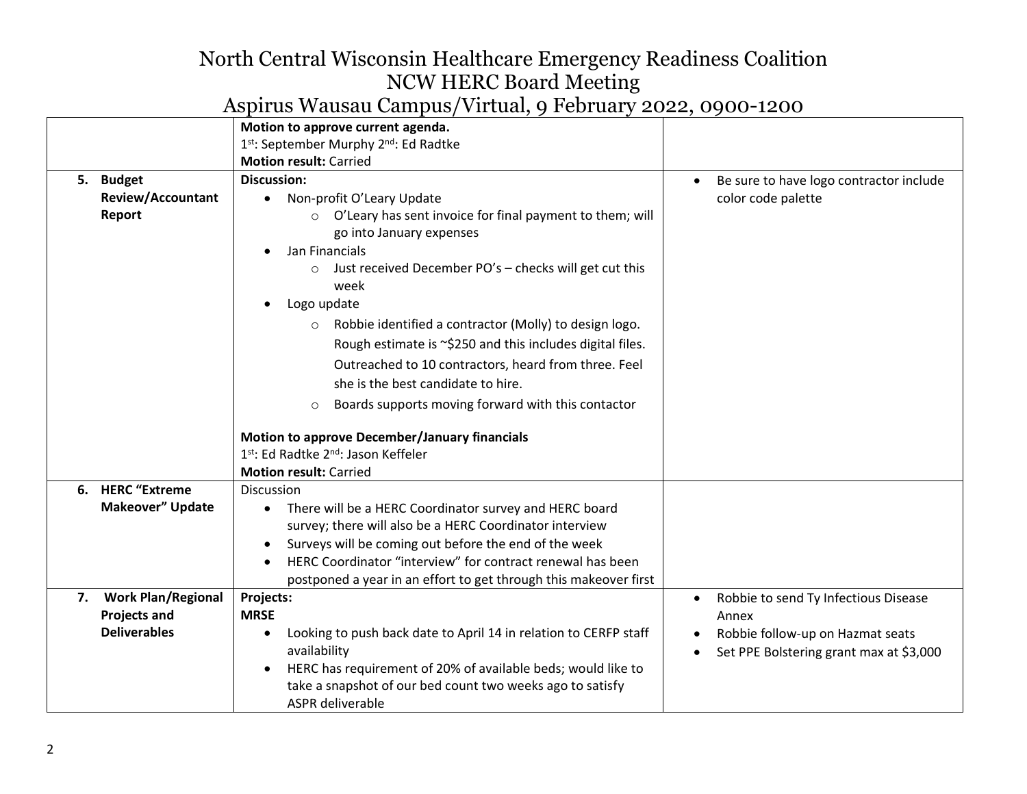# North Central Wisconsin Healthcare Emergency Readiness Coalition
## NCW HERC Board Meeting
## Aspirus Wausau Campus/Virtual, 9 February 2022, 0900-1200

| | | |
|---|---|---|
| | **Motion to approve current agenda.**<br>1st: September Murphy 2nd: Ed Radtke<br>**Motion result:** Carried | |
| **5. Budget Review/Accountant Report** | **Discussion:**<br>• Non-profit O'Leary Update<br>  ○ O'Leary has sent invoice for final payment to them; will go into January expenses<br>• Jan Financials<br>  ○ Just received December PO's – checks will get cut this week<br>• Logo update<br>  ○ Robbie identified a contractor (Molly) to design logo. Rough estimate is ~$250 and this includes digital files. Outreached to 10 contractors, heard from three. Feel she is the best candidate to hire.<br>  ○ Boards supports moving forward with this contactor<br><br>**Motion to approve December/January financials**<br>1st: Ed Radtke 2nd: Jason Keffeler<br>**Motion result:** Carried | • Be sure to have logo contractor include color code palette |
| **6. HERC "Extreme Makeover" Update** | Discussion<br>• There will be a HERC Coordinator survey and HERC board survey; there will also be a HERC Coordinator interview<br>• Surveys will be coming out before the end of the week<br>• HERC Coordinator "interview" for contract renewal has been postponed a year in an effort to get through this makeover first | |
| **7. Work Plan/Regional Projects and Deliverables** | **Projects:**<br>**MRSE**<br>• Looking to push back date to April 14 in relation to CERFP staff availability<br>• HERC has requirement of 20% of available beds; would like to take a snapshot of our bed count two weeks ago to satisfy ASPR deliverable | • Robbie to send Ty Infectious Disease Annex<br>• Robbie follow-up on Hazmat seats<br>• Set PPE Bolstering grant max at $3,000 |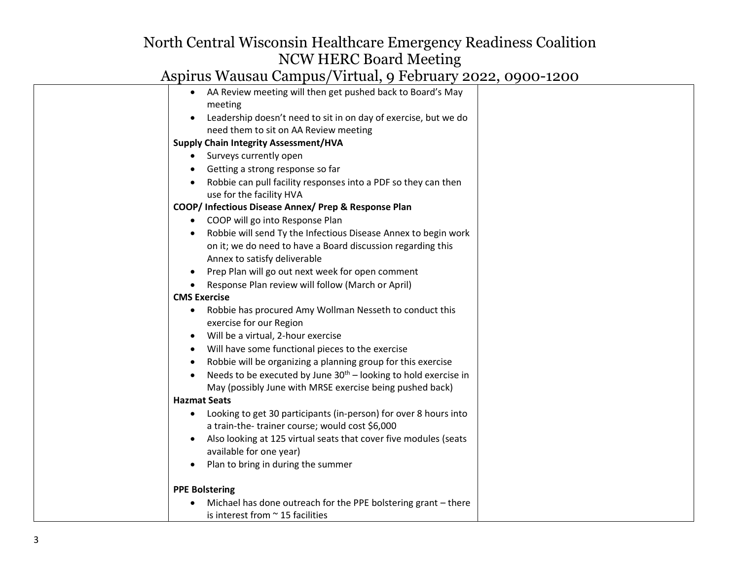| | | |
|---|---|---|
| | • AA Review meeting will then get pushed back to Board's May meeting<br>• Leadership doesn't need to sit in on day of exercise, but we do need them to sit on AA Review meeting<br>**Supply Chain Integrity Assessment/HVA**<br>• Surveys currently open<br>• Getting a strong response so far<br>• Robbie can pull facility responses into a PDF so they can then use for the facility HVA<br>**COOP/ Infectious Disease Annex/ Prep & Response Plan**<br>• COOP will go into Response Plan<br>• Robbie will send Ty the Infectious Disease Annex to begin work on it; we do need to have a Board discussion regarding this Annex to satisfy deliverable<br>• Prep Plan will go out next week for open comment<br>• Response Plan review will follow (March or April)<br>**CMS Exercise**<br>• Robbie has procured Amy Wollman Nesseth to conduct this exercise for our Region<br>• Will be a virtual, 2-hour exercise<br>• Will have some functional pieces to the exercise<br>• Robbie will be organizing a planning group for this exercise<br>• Needs to be executed by June 30th – looking to hold exercise in May (possibly June with MRSE exercise being pushed back)<br>**Hazmat Seats**<br>• Looking to get 30 participants (in-person) for over 8 hours into a train-the- trainer course; would cost $6,000<br>• Also looking at 125 virtual seats that cover five modules (seats available for one year)<br>• Plan to bring in during the summer<br><br>**PPE Bolstering**<br>• Michael has done outreach for the PPE bolstering grant – there is interest from ~ 15 facilities | |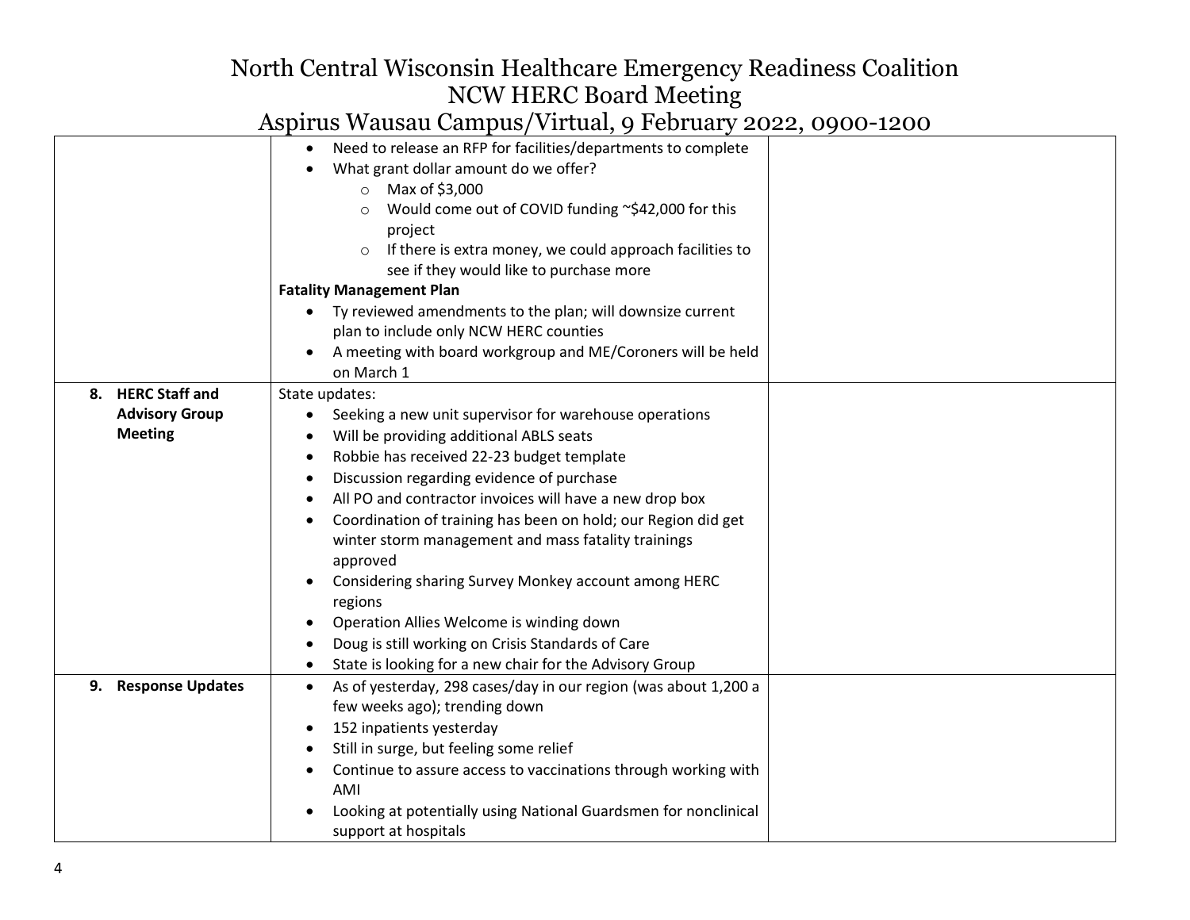| | | |
|---|---|---|
| | • Need to release an RFP for facilities/departments to complete<br>• What grant dollar amount do we offer?<br>  ○ Max of $3,000<br>  ○ Would come out of COVID funding ~$42,000 for this project<br>  ○ If there is extra money, we could approach facilities to see if they would like to purchase more<br>**Fatality Management Plan**<br>• Ty reviewed amendments to the plan; will downsize current plan to include only NCW HERC counties<br>• A meeting with board workgroup and ME/Coroners will be held on March 1 | |
| **8. HERC Staff and Advisory Group Meeting** | State updates:<br>• Seeking a new unit supervisor for warehouse operations<br>• Will be providing additional ABLS seats<br>• Robbie has received 22-23 budget template<br>• Discussion regarding evidence of purchase<br>• All PO and contractor invoices will have a new drop box<br>• Coordination of training has been on hold; our Region did get winter storm management and mass fatality trainings approved<br>• Considering sharing Survey Monkey account among HERC regions<br>• Operation Allies Welcome is winding down<br>• Doug is still working on Crisis Standards of Care<br>• State is looking for a new chair for the Advisory Group | |
| **9. Response Updates** | • As of yesterday, 298 cases/day in our region (was about 1,200 a few weeks ago); trending down<br>• 152 inpatients yesterday<br>• Still in surge, but feeling some relief<br>• Continue to assure access to vaccinations through working with AMI<br>• Looking at potentially using National Guardsmen for nonclinical support at hospitals | |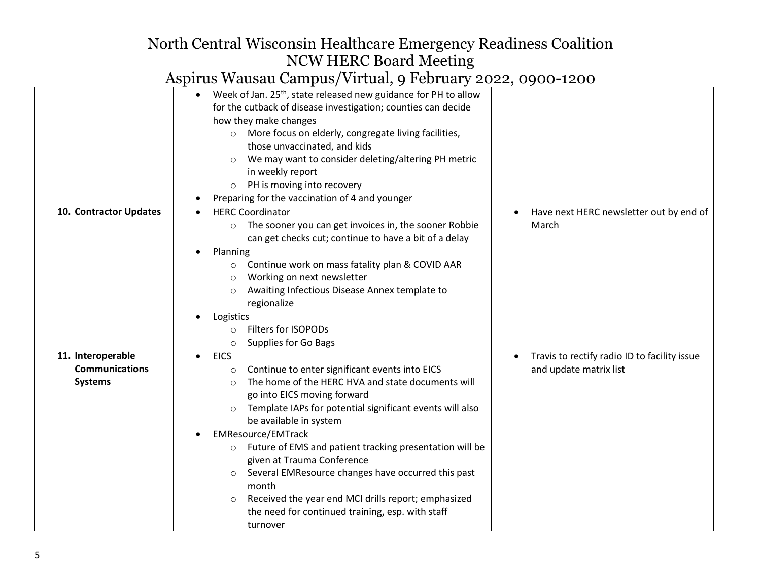# North Central Wisconsin Healthcare Emergency Readiness Coalition
## NCW HERC Board Meeting
### Aspirus Wausau Campus/Virtual, 9 February 2022, 0900-1200

| | | |
|---|---|---|
| | • Week of Jan. 25th, state released new guidance for PH to allow for the cutback of disease investigation; counties can decide how they make changes<br>  ○ More focus on elderly, congregate living facilities, those unvaccinated, and kids<br>  ○ We may want to consider deleting/altering PH metric in weekly report<br>  ○ PH is moving into recovery<br>• Preparing for the vaccination of 4 and younger | |
| **10. Contractor Updates** | • HERC Coordinator<br>  ○ The sooner you can get invoices in, the sooner Robbie can get checks cut; continue to have a bit of a delay<br>• Planning<br>  ○ Continue work on mass fatality plan & COVID AAR<br>  ○ Working on next newsletter<br>  ○ Awaiting Infectious Disease Annex template to regionalize<br>• Logistics<br>  ○ Filters for ISOPODs<br>  ○ Supplies for Go Bags | • Have next HERC newsletter out by end of March |
| **11. Interoperable Communications Systems** | • EICS<br>  ○ Continue to enter significant events into EICS<br>  ○ The home of the HERC HVA and state documents will go into EICS moving forward<br>  ○ Template IAPs for potential significant events will also be available in system<br>• EMResource/EMTrack<br>  ○ Future of EMS and patient tracking presentation will be given at Trauma Conference<br>  ○ Several EMResource changes have occurred this past month<br>  ○ Received the year end MCI drills report; emphasized the need for continued training, esp. with staff turnover | • Travis to rectify radio ID to facility issue and update matrix list |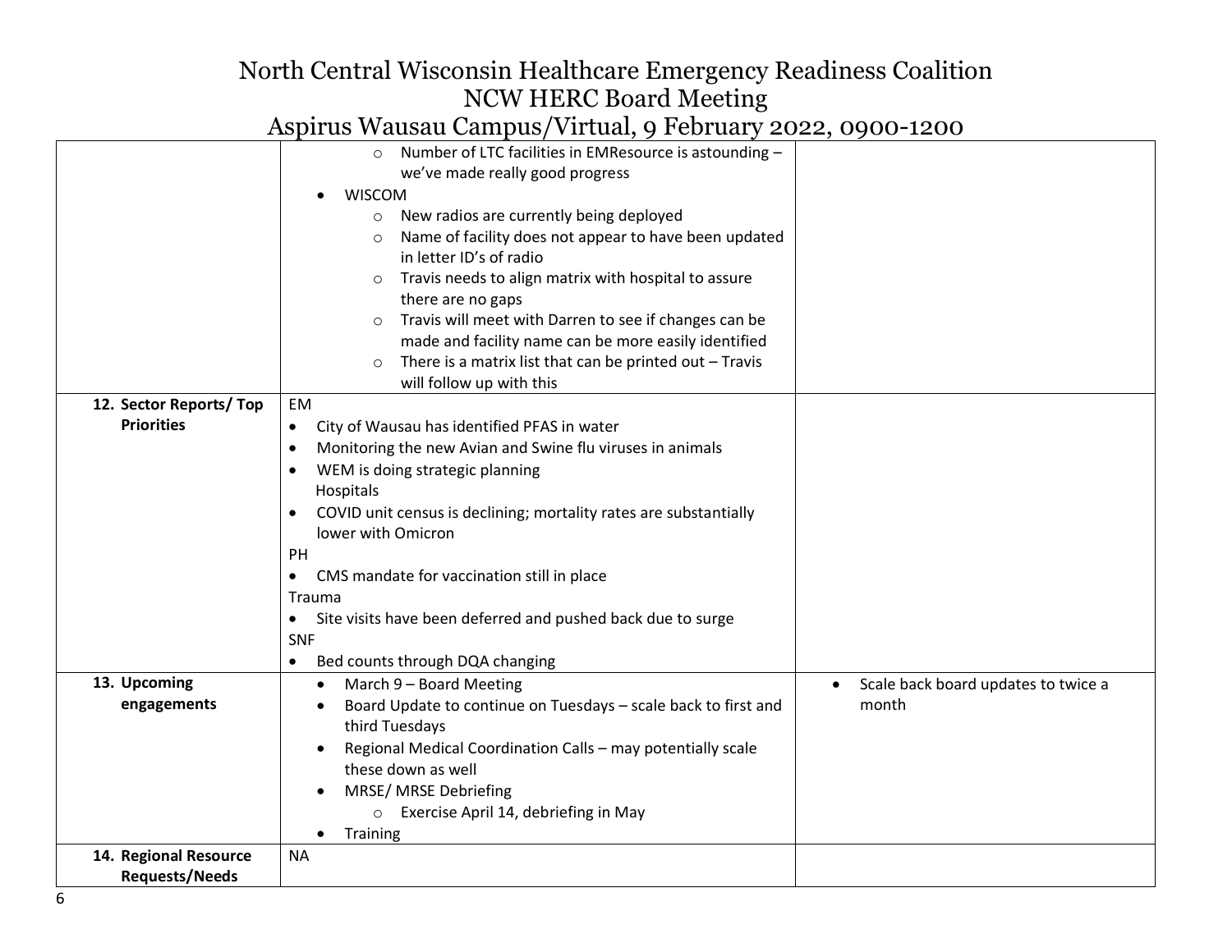| | | |
|---|---|---|
| | ◦ Number of LTC facilities in EMResource is astounding – we've made really good progress<br>• WISCOM<br>◦ New radios are currently being deployed<br>◦ Name of facility does not appear to have been updated in letter ID's of radio<br>◦ Travis needs to align matrix with hospital to assure there are no gaps<br>◦ Travis will meet with Darren to see if changes can be made and facility name can be more easily identified<br>◦ There is a matrix list that can be printed out – Travis will follow up with this | |
| **12. Sector Reports/ Top Priorities** | EM<br>• City of Wausau has identified PFAS in water<br>• Monitoring the new Avian and Swine flu viruses in animals<br>• WEM is doing strategic planning<br>Hospitals<br>• COVID unit census is declining; mortality rates are substantially lower with Omicron<br>PH<br>• CMS mandate for vaccination still in place<br>Trauma<br>• Site visits have been deferred and pushed back due to surge<br>SNF<br>• Bed counts through DQA changing | |
| **13. Upcoming engagements** | • March 9 – Board Meeting<br>• Board Update to continue on Tuesdays – scale back to first and third Tuesdays<br>• Regional Medical Coordination Calls – may potentially scale these down as well<br>• MRSE/ MRSE Debriefing<br>◦ Exercise April 14, debriefing in May<br>• Training | • Scale back board updates to twice a month |
| **14. Regional Resource Requests/Needs** | NA | |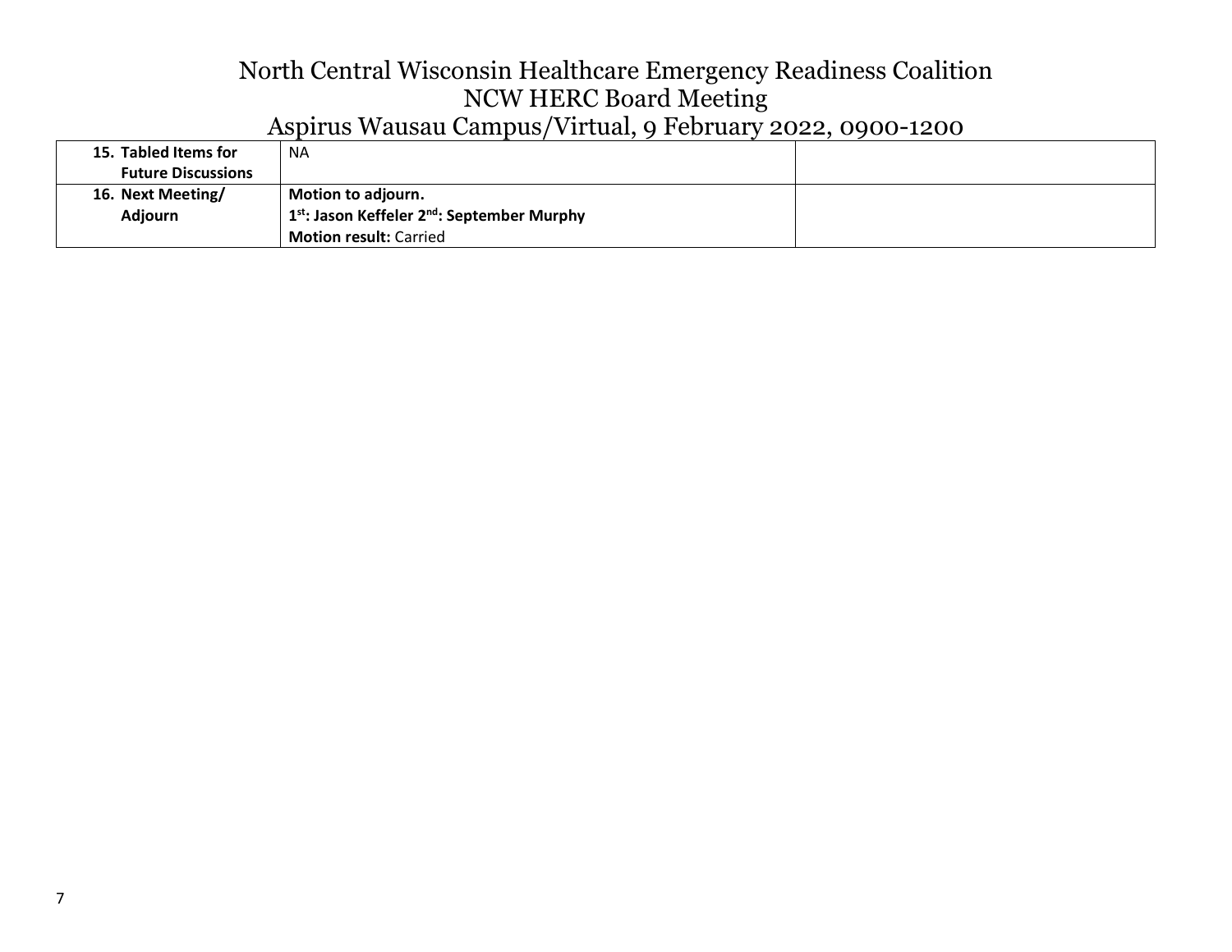| | | |
|---|---|---|
| **15. Tabled Items for Future Discussions** | NA | |
| **16. Next Meeting/ Adjourn** | **Motion to adjourn.**<br>**1st: Jason Keffeler 2nd: September Murphy**<br>**Motion result:** Carried | |